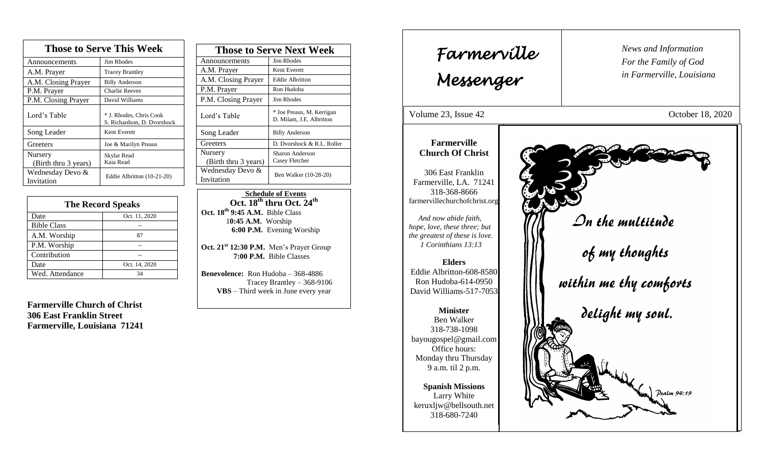# Farmerville Messenger

*News and Information*
*For the Family of God*
*in Farmerville, Louisiana*

Volume 23, Issue 42 — October 18, 2020

**Farmerville Church Of Christ**

306 East Franklin
Farmerville, LA. 71241
318-368-8666
farmervillechurchofchrist.org

*And now abide faith, hope, love, these three; but the greatest of these is love.*
*1 Corinthians 13:13*

**Elders**
Eddie Albritton-608-8580
Ron Hudoba-614-0950
David Williams-517-7053

**Minister**
Ben Walker
318-738-1098
bayougospel@gmail.com
Office hours:
Monday thru Thursday
9 a.m. til 2 p.m.

**Spanish Missions**
Larry White
keruxljw@bellsouth.net
318-680-7240

*In the multitude of my thoughts within me thy comforts delight my soul.*
*Psalm 94:19*

## Those to Serve This Week

| Those to Serve This Week | |
|---|---|
| Announcements | Jim Rhodes |
| A.M. Prayer | Tracey Brantley |
| A.M. Closing Prayer | Billy Anderson |
| P.M. Prayer | Charlie Reeves |
| P.M. Closing Prayer | David Williams |
| Lord's Table | * J. Rhodes, Chris Cook S. Richardson, D. Dvorshock |
| Song Leader | Kent Everett |
| Greeters | Joe & Marilyn Preaus |
| Nursery (Birth thru 3 years) | Skylar Read Kaia Read |
| Wednesday Devo & Invitation | Eddie Albritton (10-21-20) |

## Those to Serve Next Week

| Those to Serve Next Week | |
|---|---|
| Announcements | Jim Rhodes |
| A.M. Prayer | Kent Everett |
| A.M. Closing Prayer | Eddie Albritton |
| P.M. Prayer | Ron Hudoba |
| P.M. Closing Prayer | Jim Rhodes |
| Lord's Table | * Joe Preaus, M. Kerrigan D. Milam, J.E. Albritton |
| Song Leader | Billy Anderson |
| Greeters | D. Dvorshock & R.L. Roller |
| Nursery (Birth thru 3 years) | Sharon Anderson Casey Fletcher |
| Wednesday Devo & Invitation | Ben Walker (10-28-20) |

## The Record Speaks

| The Record Speaks | |
|---|---|
| Date | Oct. 11, 2020 |
| Bible Class | -- |
| A.M. Worship | 87 |
| P.M. Worship | -- |
| Contribution | -- |
| Date | Oct. 14, 2020 |
| Wed. Attendance | 34 |

## Schedule of Events

**Oct. 18th thru Oct. 24th**

**Oct. 18th 9:45 A.M.** Bible Class
**10:45 A.M.** Worship
**6:00 P.M.** Evening Worship

**Oct. 21st 12:30 P.M.** Men's Prayer Group
**7:00 P.M.** Bible Classes

**Benevolence:** Ron Hudoba – 368-4886
Tracey Brantley – 368-9106
**VBS** – Third week in June every year

**Farmerville Church of Christ**
**306 East Franklin Street**
**Farmerville, Louisiana 71241**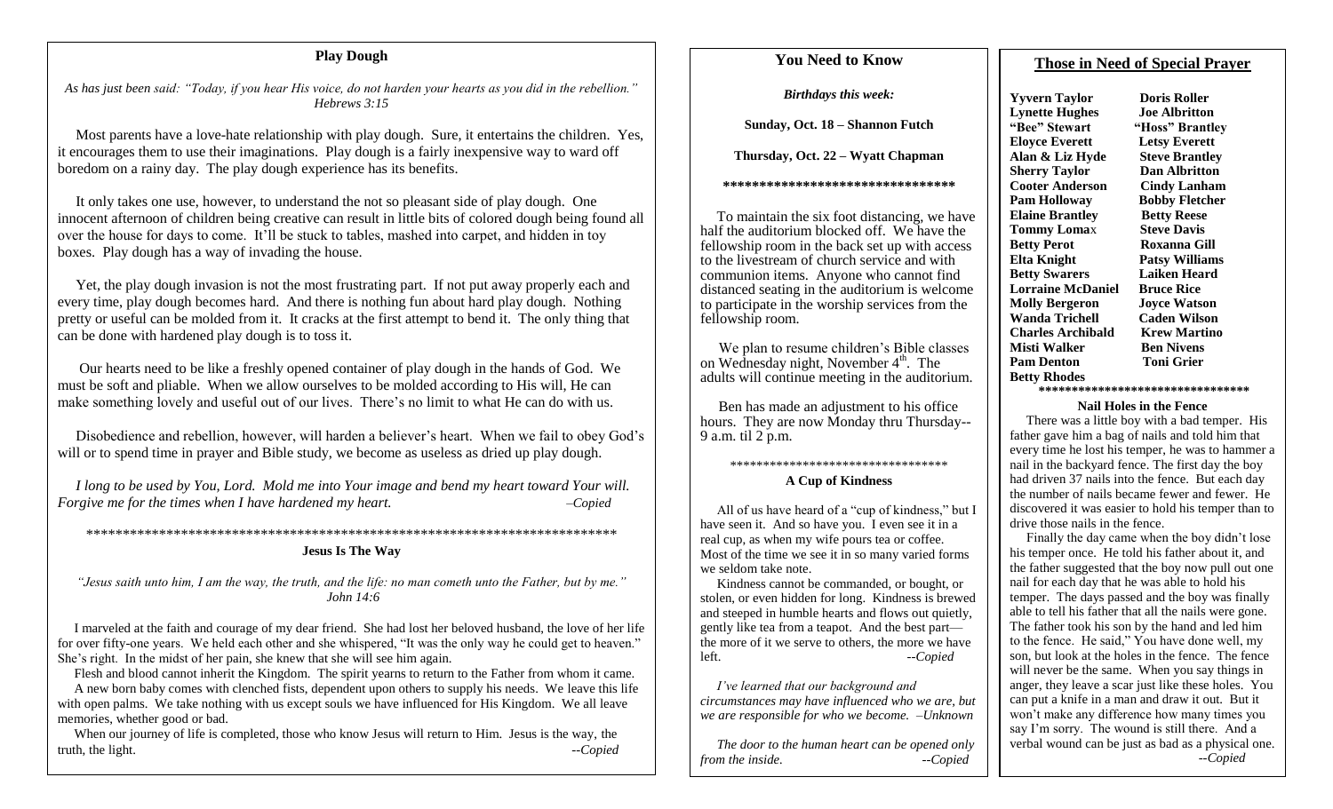## Play Dough

*As has just been said: "Today, if you hear His voice, do not harden your hearts as you did in the rebellion." Hebrews 3:15*

Most parents have a love-hate relationship with play dough. Sure, it entertains the children. Yes, it encourages them to use their imaginations. Play dough is a fairly inexpensive way to ward off boredom on a rainy day. The play dough experience has its benefits.

It only takes one use, however, to understand the not so pleasant side of play dough. One innocent afternoon of children being creative can result in little bits of colored dough being found all over the house for days to come. It'll be stuck to tables, mashed into carpet, and hidden in toy boxes. Play dough has a way of invading the house.

Yet, the play dough invasion is not the most frustrating part. If not put away properly each and every time, play dough becomes hard. And there is nothing fun about hard play dough. Nothing pretty or useful can be molded from it. It cracks at the first attempt to bend it. The only thing that can be done with hardened play dough is to toss it.

Our hearts need to be like a freshly opened container of play dough in the hands of God. We must be soft and pliable. When we allow ourselves to be molded according to His will, He can make something lovely and useful out of our lives. There's no limit to what He can do with us.

Disobedience and rebellion, however, will harden a believer's heart. When we fail to obey God's will or to spend time in prayer and Bible study, we become as useless as dried up play dough.

*I long to be used by You, Lord. Mold me into Your image and bend my heart toward Your will. Forgive me for the times when I have hardened my heart.* *–Copied*

\*\*\*\*\*\*\*\*\*\*\*\*\*\*\*\*\*\*\*\*\*\*\*\*\*\*\*\*\*\*\*\*\*\*\*\*\*\*\*\*\*\*\*\*\*\*\*\*\*\*\*\*\*\*\*\*\*\*\*\*\*\*\*\*\*\*\*\*\*\*\*\*\*\*

## Jesus Is The Way

*"Jesus saith unto him, I am the way, the truth, and the life: no man cometh unto the Father, but by me." John 14:6*

I marveled at the faith and courage of my dear friend. She had lost her beloved husband, the love of her life for over fifty-one years. We held each other and she whispered, "It was the only way he could get to heaven." She's right. In the midst of her pain, she knew that she will see him again.

Flesh and blood cannot inherit the Kingdom. The spirit yearns to return to the Father from whom it came.

A new born baby comes with clenched fists, dependent upon others to supply his needs. We leave this life with open palms. We take nothing with us except souls we have influenced for His Kingdom. We all leave memories, whether good or bad.

When our journey of life is completed, those who know Jesus will return to Him. Jesus is the way, the truth, the light. *--Copied*

## You Need to Know

***Birthdays this week:***

**Sunday, Oct. 18 – Shannon Futch**

**Thursday, Oct. 22 – Wyatt Chapman**

\*\*\*\*\*\*\*\*\*\*\*\*\*\*\*\*\*\*\*\*\*\*\*\*\*\*\*\*\*\*\*\*

To maintain the six foot distancing, we have half the auditorium blocked off. We have the fellowship room in the back set up with access to the livestream of church service and with communion items. Anyone who cannot find distanced seating in the auditorium is welcome to participate in the worship services from the fellowship room.

We plan to resume children's Bible classes on Wednesday night, November 4th. The adults will continue meeting in the auditorium.

Ben has made an adjustment to his office hours. They are now Monday thru Thursday-- 9 a.m. til 2 p.m.

\*\*\*\*\*\*\*\*\*\*\*\*\*\*\*\*\*\*\*\*\*\*\*\*\*\*\*\*\*\*\*\*\*

### A Cup of Kindness

All of us have heard of a "cup of kindness," but I have seen it. And so have you. I even see it in a real cup, as when my wife pours tea or coffee. Most of the time we see it in so many varied forms we seldom take note.

Kindness cannot be commanded, or bought, or stolen, or even hidden for long. Kindness is brewed and steeped in humble hearts and flows out quietly, gently like tea from a teapot. And the best part—the more of it we serve to others, the more we have left. *--Copied*

*I've learned that our background and circumstances may have influenced who we are, but we are responsible for who we become. –Unknown*

*The door to the human heart can be opened only from the inside.* *--Copied*

## Those in Need of Special Prayer

| | |
|---|---|
| **Yyvern Taylor** | **Doris Roller** |
| **Lynette Hughes** | **Joe Albritton** |
| **"Bee" Stewart** | **"Hoss" Brantley** |
| **Eloyce Everett** | **Letsy Everett** |
| **Alan & Liz Hyde** | **Steve Brantley** |
| **Sherry Taylor** | **Dan Albritton** |
| **Cooter Anderson** | **Cindy Lanham** |
| **Pam Holloway** | **Bobby Fletcher** |
| **Elaine Brantley** | **Betty Reese** |
| **Tommy Lomax** | **Steve Davis** |
| **Betty Perot** | **Roxanna Gill** |
| **Elta Knight** | **Patsy Williams** |
| **Betty Swarers** | **Laiken Heard** |
| **Lorraine McDaniel** | **Bruce Rice** |
| **Molly Bergeron** | **Joyce Watson** |
| **Wanda Trichell** | **Caden Wilson** |
| **Charles Archibald** | **Krew Martino** |
| **Misti Walker** | **Ben Nivens** |
| **Pam Denton** | **Toni Grier** |
| **Betty Rhodes** | |

\*\*\*\*\*\*\*\*\*\*\*\*\*\*\*\*\*\*\*\*\*\*\*\*\*\*\*\*\*\*\*\*

### Nail Holes in the Fence

There was a little boy with a bad temper. His father gave him a bag of nails and told him that every time he lost his temper, he was to hammer a nail in the backyard fence. The first day the boy had driven 37 nails into the fence. But each day the number of nails became fewer and fewer. He discovered it was easier to hold his temper than to drive those nails in the fence.

Finally the day came when the boy didn't lose his temper once. He told his father about it, and the father suggested that the boy now pull out one nail for each day that he was able to hold his temper. The days passed and the boy was finally able to tell his father that all the nails were gone. The father took his son by the hand and led him to the fence. He said," You have done well, my son, but look at the holes in the fence. The fence will never be the same. When you say things in anger, they leave a scar just like these holes. You can put a knife in a man and draw it out. But it won't make any difference how many times you say I'm sorry. The wound is still there. And a verbal wound can be just as bad as a physical one. *--Copied*